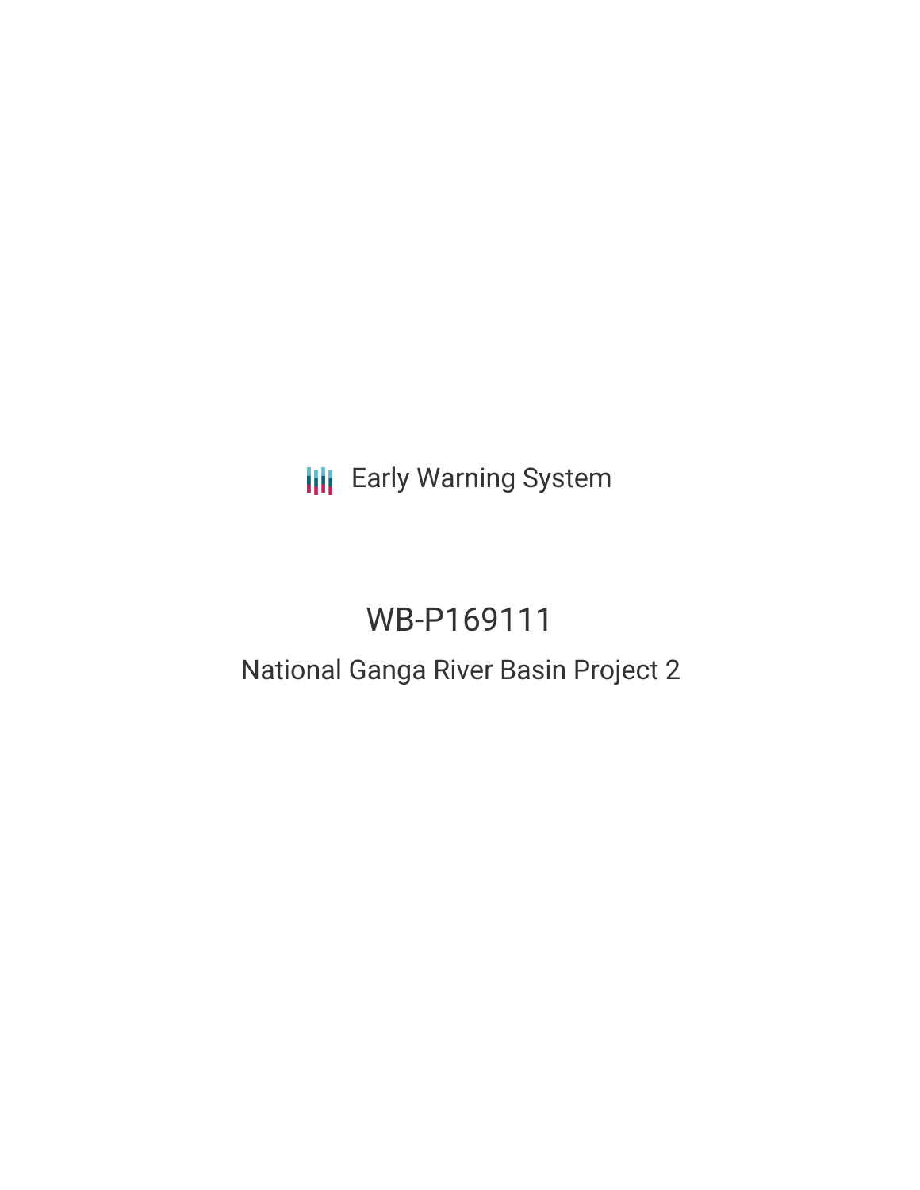Early Warning System

# WB-P169111

## National Ganga River Basin Project 2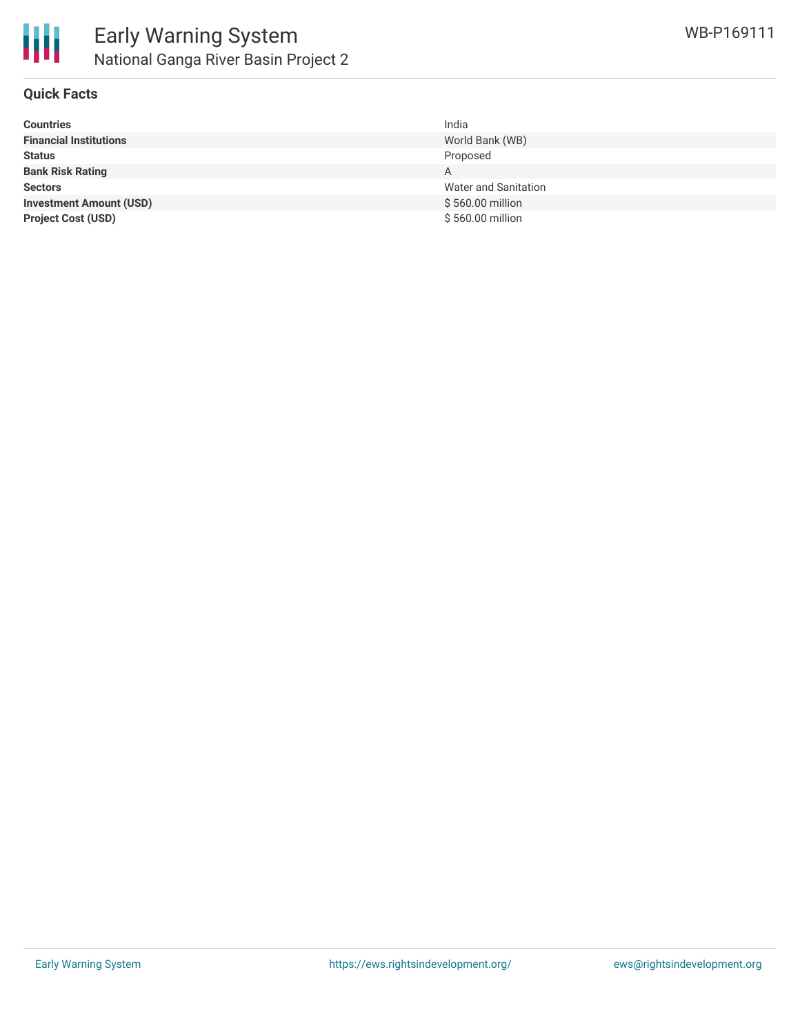# Early Warning System

## National Ganga River Basin Project 2

WB-P169111

### Quick Facts

| | |
|---|---|
| **Countries** | India |
| **Financial Institutions** | World Bank (WB) |
| **Status** | Proposed |
| **Bank Risk Rating** | A |
| **Sectors** | Water and Sanitation |
| **Investment Amount (USD)** | $ 560.00 million |
| **Project Cost (USD)** | $ 560.00 million |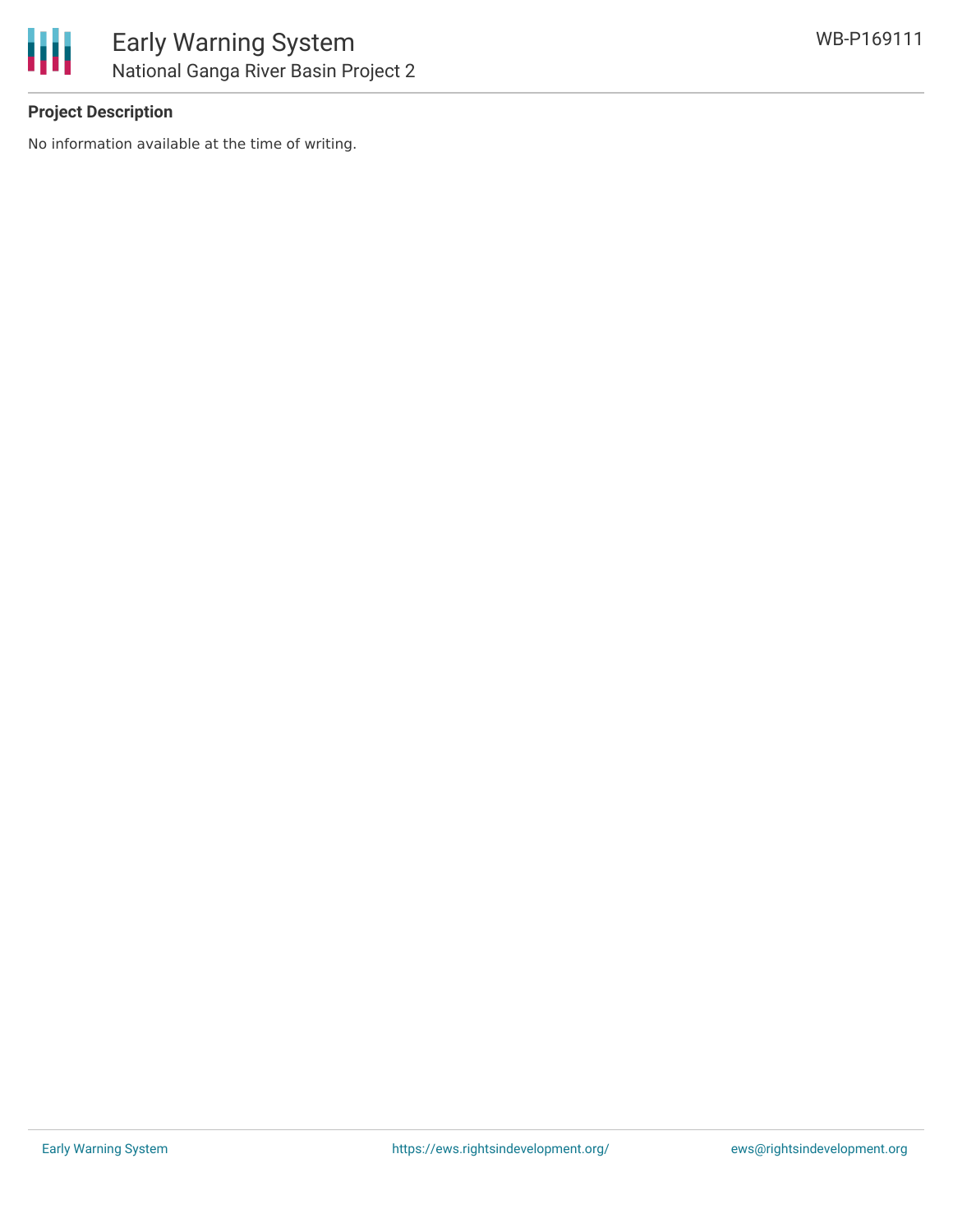**Project Description**

No information available at the time of writing.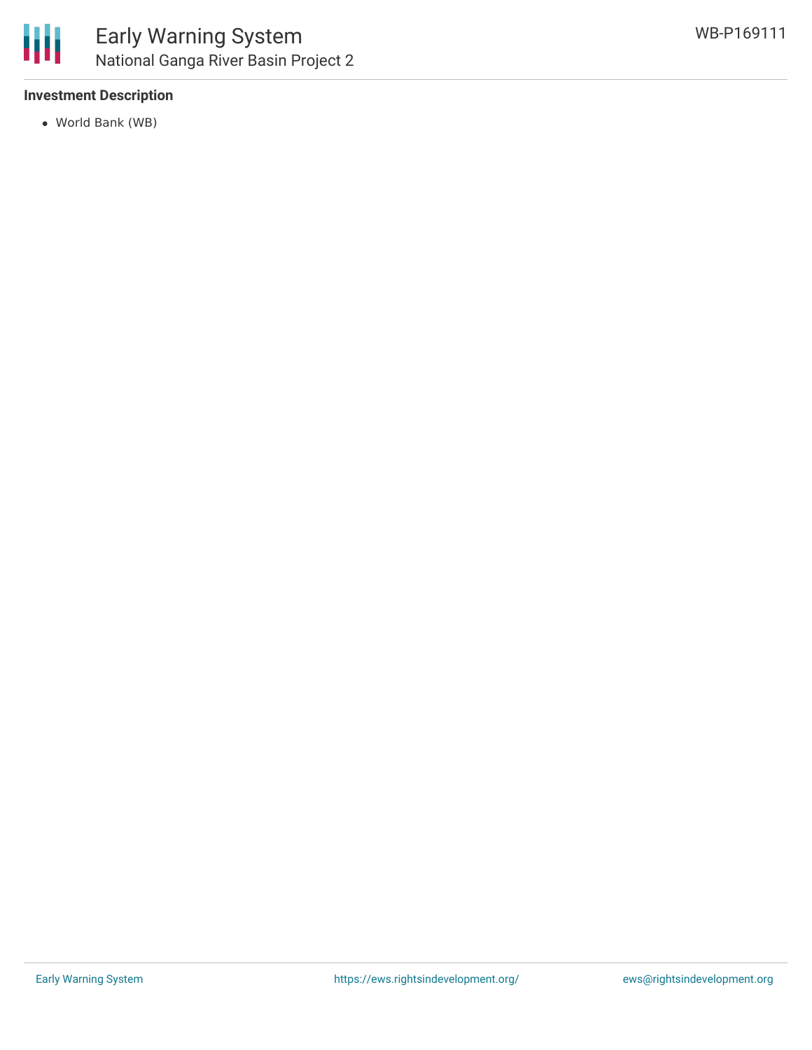**Investment Description**

- World Bank (WB)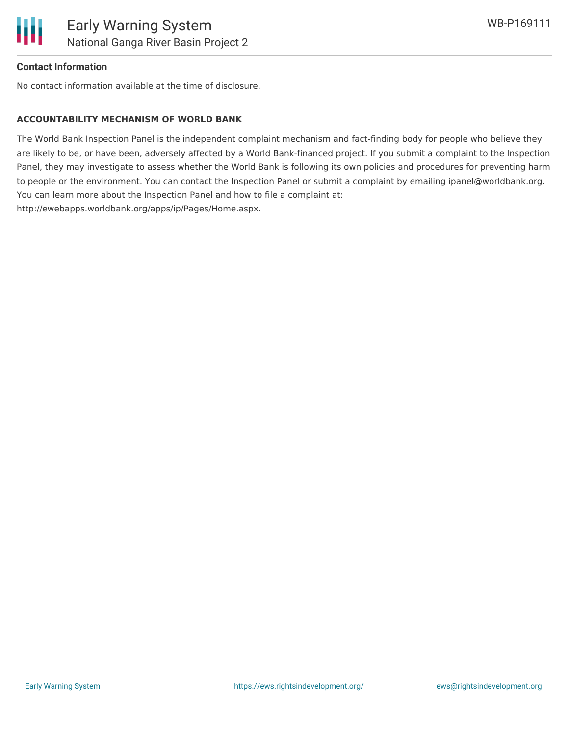## Contact Information

No contact information available at the time of disclosure.

### ACCOUNTABILITY MECHANISM OF WORLD BANK

The World Bank Inspection Panel is the independent complaint mechanism and fact-finding body for people who believe they are likely to be, or have been, adversely affected by a World Bank-financed project. If you submit a complaint to the Inspection Panel, they may investigate to assess whether the World Bank is following its own policies and procedures for preventing harm to people or the environment. You can contact the Inspection Panel or submit a complaint by emailing ipanel@worldbank.org. You can learn more about the Inspection Panel and how to file a complaint at: http://ewebapps.worldbank.org/apps/ip/Pages/Home.aspx.